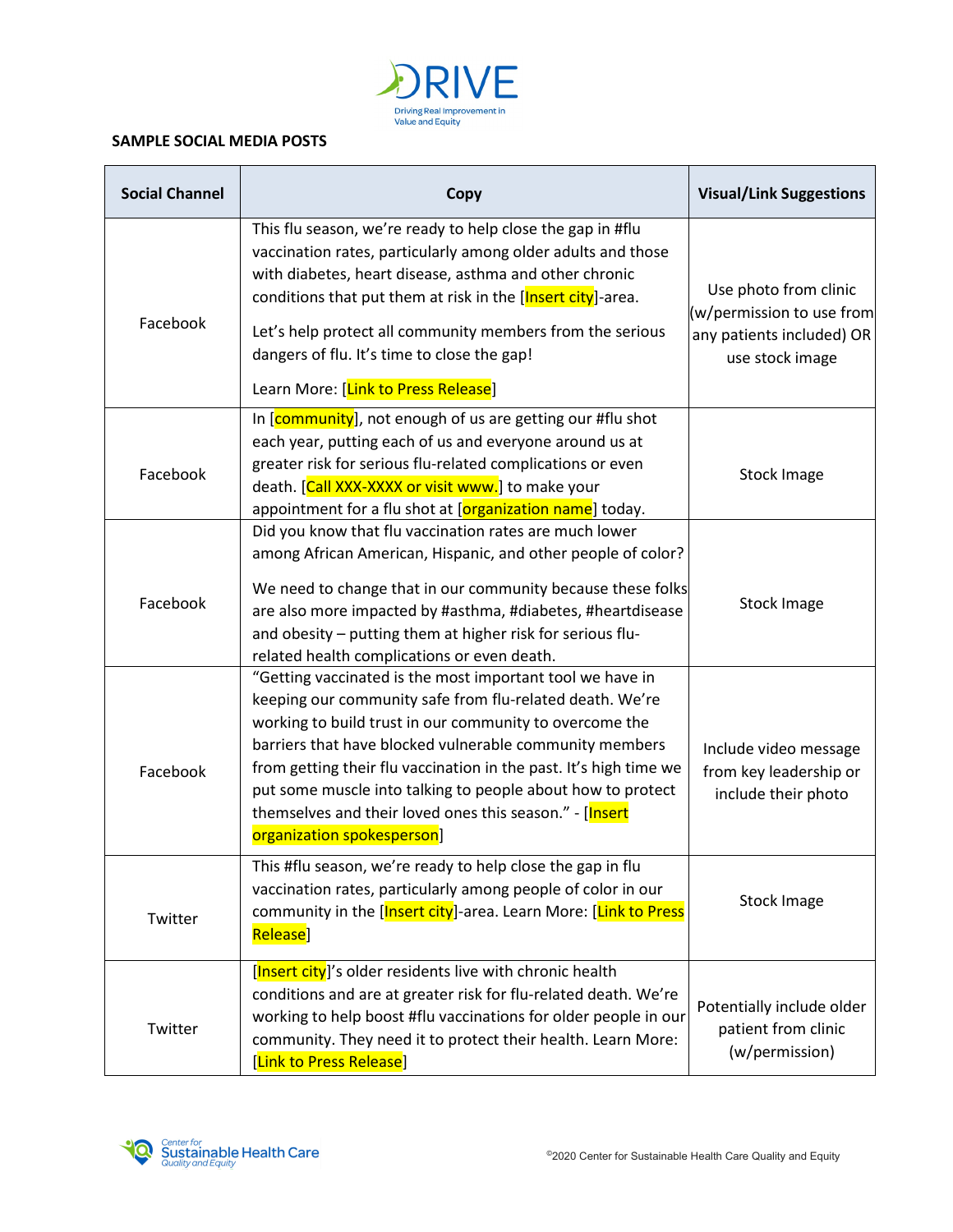**SAMPLE SOCIAL MEDIA POSTS**

| Social Channel | Copy | Visual/Link Suggestions |
|---|---|---|
| Facebook | This flu season, we're ready to help close the gap in #flu vaccination rates, particularly among older adults and those with diabetes, heart disease, asthma and other chronic conditions that put them at risk in the [Insert city]-area. <br><br> Let's help protect all community members from the serious dangers of flu. It's time to close the gap! <br><br> Learn More: [Link to Press Release] | Use photo from clinic (w/permission to use from any patients included) OR use stock image |
| Facebook | In [community], not enough of us are getting our #flu shot each year, putting each of us and everyone around us at greater risk for serious flu-related complications or even death. [Call XXX-XXXX or visit www.] to make your appointment for a flu shot at [organization name] today. | Stock Image |
| Facebook | Did you know that flu vaccination rates are much lower among African American, Hispanic, and other people of color? <br><br> We need to change that in our community because these folks are also more impacted by #asthma, #diabetes, #heartdisease and obesity – putting them at higher risk for serious flu-related health complications or even death. | Stock Image |
| Facebook | "Getting vaccinated is the most important tool we have in keeping our community safe from flu-related death. We're working to build trust in our community to overcome the barriers that have blocked vulnerable community members from getting their flu vaccination in the past. It's high time we put some muscle into talking to people about how to protect themselves and their loved ones this season." - [Insert organization spokesperson] | Include video message from key leadership or include their photo |
| Twitter | This #flu season, we're ready to help close the gap in flu vaccination rates, particularly among people of color in our community in the [Insert city]-area. Learn More: [Link to Press Release] | Stock Image |
| Twitter | [Insert city]'s older residents live with chronic health conditions and are at greater risk for flu-related death. We're working to help boost #flu vaccinations for older people in our community. They need it to protect their health. Learn More: [Link to Press Release] | Potentially include older patient from clinic (w/permission) |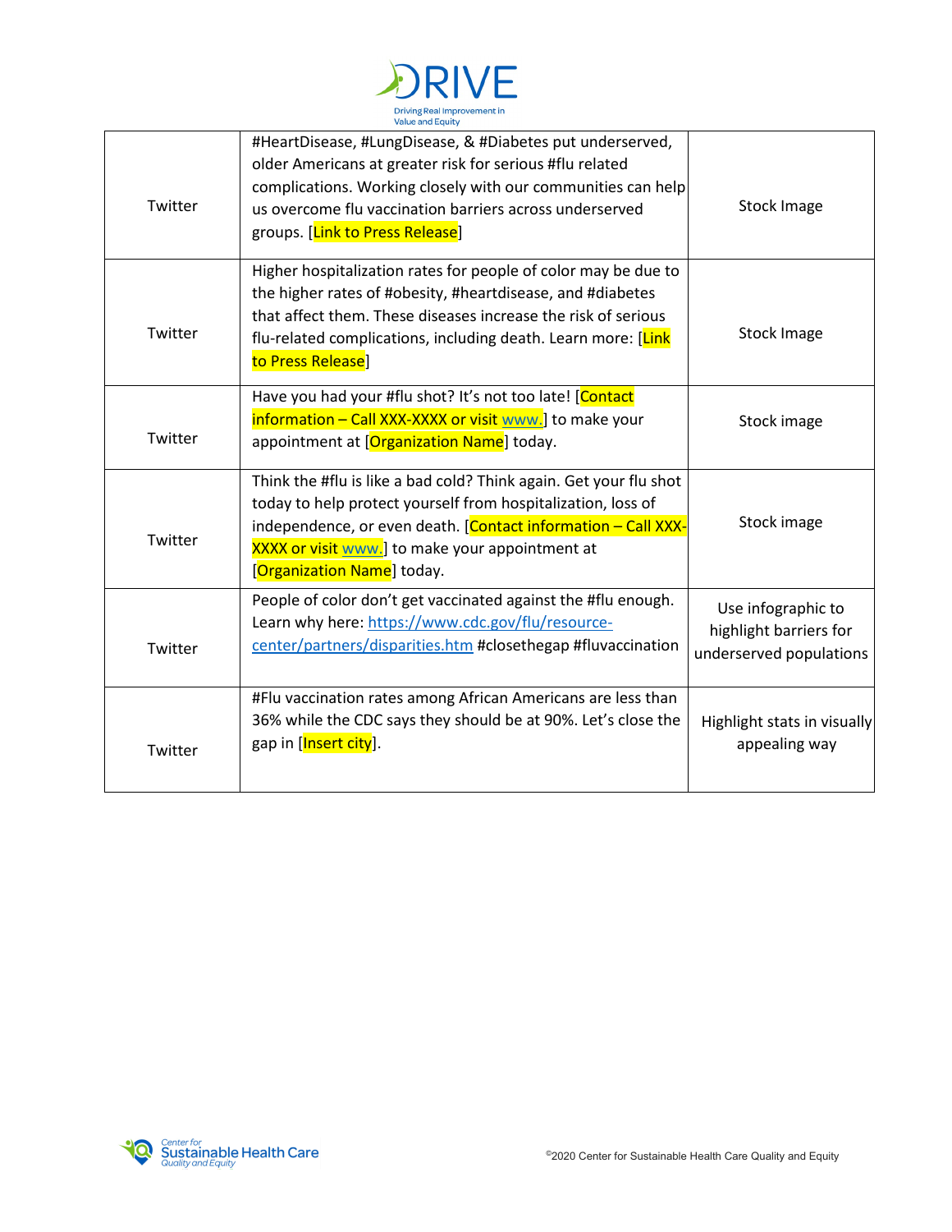| | | |
|---|---|---|
| Twitter | #HeartDisease, #LungDisease, & #Diabetes put underserved, older Americans at greater risk for serious #flu related complications. Working closely with our communities can help us overcome flu vaccination barriers across underserved groups. [Link to Press Release] | Stock Image |
| Twitter | Higher hospitalization rates for people of color may be due to the higher rates of #obesity, #heartdisease, and #diabetes that affect them. These diseases increase the risk of serious flu-related complications, including death. Learn more: [Link to Press Release] | Stock Image |
| Twitter | Have you had your #flu shot? It's not too late! [Contact information – Call XXX-XXXX or visit www.] to make your appointment at [Organization Name] today. | Stock image |
| Twitter | Think the #flu is like a bad cold? Think again. Get your flu shot today to help protect yourself from hospitalization, loss of independence, or even death. [Contact information – Call XXX-XXXX or visit www.] to make your appointment at [Organization Name] today. | Stock image |
| Twitter | People of color don't get vaccinated against the #flu enough. Learn why here: https://www.cdc.gov/flu/resource-center/partners/disparities.htm #closethegap #fluvaccination | Use infographic to highlight barriers for underserved populations |
| Twitter | #Flu vaccination rates among African Americans are less than 36% while the CDC says they should be at 90%. Let's close the gap in [Insert city]. | Highlight stats in visually appealing way |